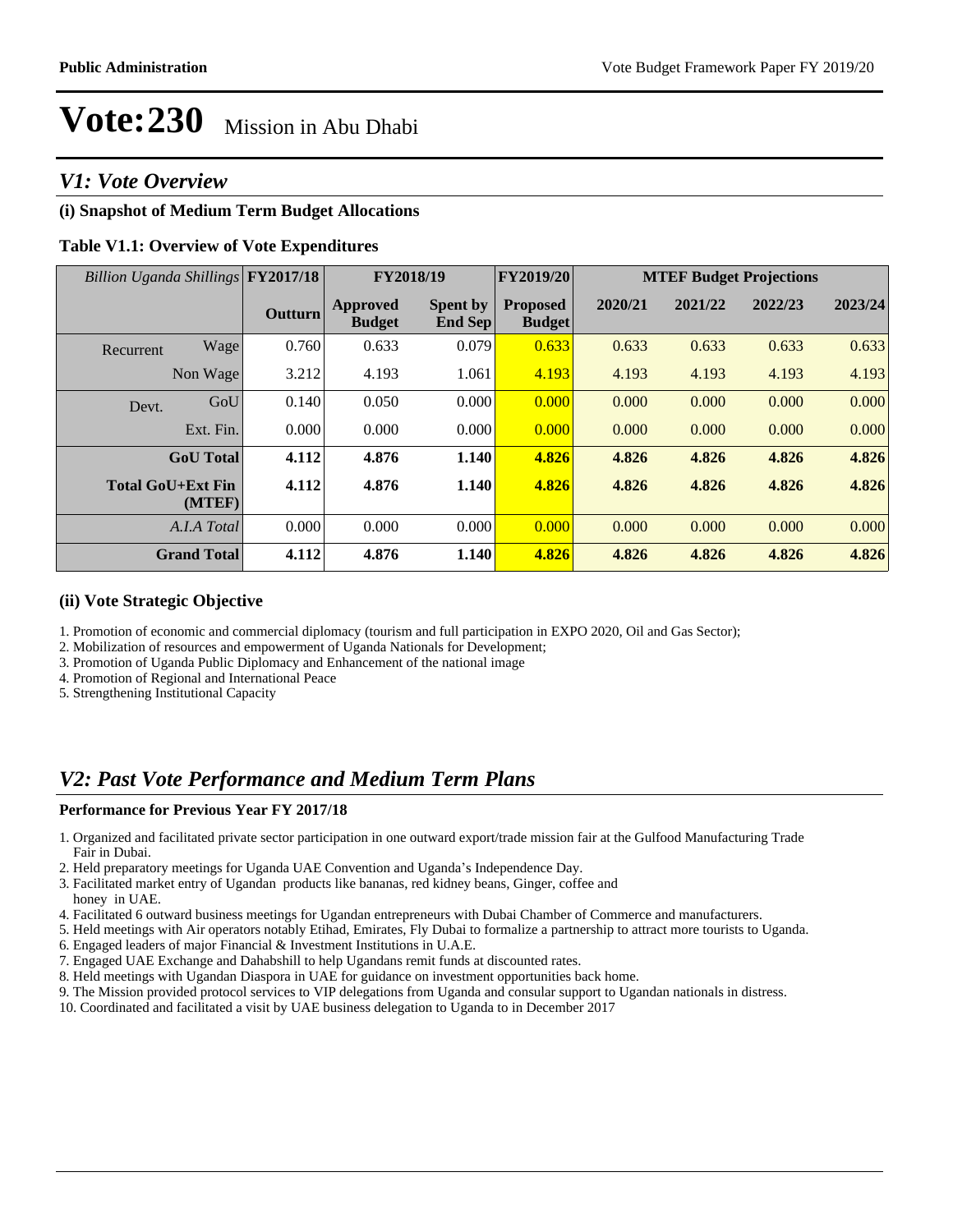# Vote:230 Mission in Abu Dhabi

## *V1: Vote Overview*

### (i) Snapshot of Medium Term Budget Allocations

**Table V1.1: Overview of Vote Expenditures**

| *Billion Uganda Shillings* | | FY2017/18 | FY2018/19 | | FY2019/20 | MTEF Budget Projections | | | |
|---|---|---|---|---|---|---|---|---|---|
| | | Outturn | Approved Budget | Spent by End Sep | Proposed Budget | 2020/21 | 2021/22 | 2022/23 | 2023/24 |
| Recurrent | Wage | 0.760 | 0.633 | 0.079 | 0.633 | 0.633 | 0.633 | 0.633 | 0.633 |
| | Non Wage | 3.212 | 4.193 | 1.061 | 4.193 | 4.193 | 4.193 | 4.193 | 4.193 |
| Devt. | GoU | 0.140 | 0.050 | 0.000 | 0.000 | 0.000 | 0.000 | 0.000 | 0.000 |
| | Ext. Fin. | 0.000 | 0.000 | 0.000 | 0.000 | 0.000 | 0.000 | 0.000 | 0.000 |
| | **GoU Total** | **4.112** | **4.876** | **1.140** | **4.826** | **4.826** | **4.826** | **4.826** | **4.826** |
| | **Total GoU+Ext Fin (MTEF)** | **4.112** | **4.876** | **1.140** | **4.826** | **4.826** | **4.826** | **4.826** | **4.826** |
| | *A.I.A Total* | 0.000 | 0.000 | 0.000 | 0.000 | 0.000 | 0.000 | 0.000 | 0.000 |
| | **Grand Total** | **4.112** | **4.876** | **1.140** | **4.826** | **4.826** | **4.826** | **4.826** | **4.826** |

### (ii) Vote Strategic Objective

1. Promotion of economic and commercial diplomacy (tourism and full participation in EXPO 2020, Oil and Gas Sector);
2. Mobilization of resources and empowerment of Uganda Nationals for Development;
3. Promotion of Uganda Public Diplomacy and Enhancement of the national image
4. Promotion of Regional and International Peace
5. Strengthening Institutional Capacity

## *V2: Past Vote Performance and Medium Term Plans*

### Performance for Previous Year FY 2017/18

1. Organized and facilitated private sector participation in one outward export/trade mission fair at the Gulfood Manufacturing Trade Fair in Dubai.
2. Held preparatory meetings for Uganda UAE Convention and Uganda's Independence Day.
3. Facilitated market entry of Ugandan products like bananas, red kidney beans, Ginger, coffee and honey in UAE.
4. Facilitated 6 outward business meetings for Ugandan entrepreneurs with Dubai Chamber of Commerce and manufacturers.
5. Held meetings with Air operators notably Etihad, Emirates, Fly Dubai to formalize a partnership to attract more tourists to Uganda.
6. Engaged leaders of major Financial & Investment Institutions in U.A.E.
7. Engaged UAE Exchange and Dahabshill to help Ugandans remit funds at discounted rates.
8. Held meetings with Ugandan Diaspora in UAE for guidance on investment opportunities back home.
9. The Mission provided protocol services to VIP delegations from Uganda and consular support to Ugandan nationals in distress.
10. Coordinated and facilitated a visit by UAE business delegation to Uganda to in December 2017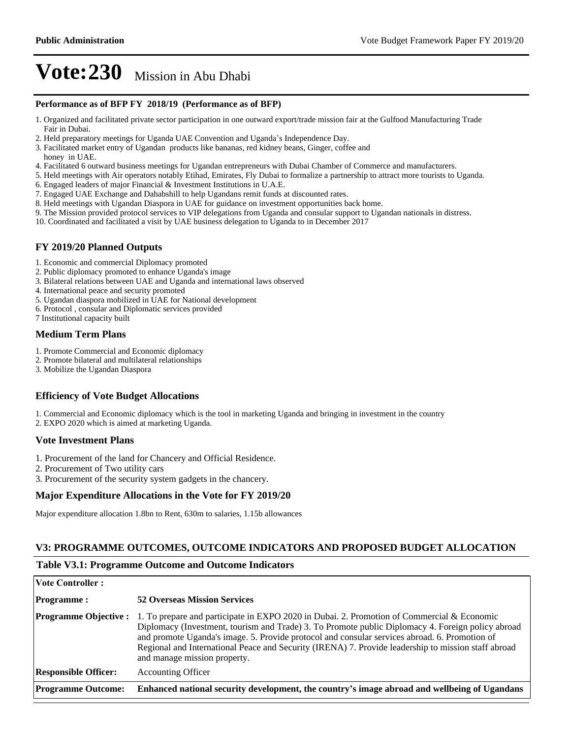# Vote:230 Mission in Abu Dhabi

**Performance as of BFP FY 2018/19 (Performance as of BFP)**

1. Organized and facilitated private sector participation in one outward export/trade mission fair at the Gulfood Manufacturing Trade Fair in Dubai.
2. Held preparatory meetings for Uganda UAE Convention and Uganda's Independence Day.
3. Facilitated market entry of Ugandan products like bananas, red kidney beans, Ginger, coffee and honey in UAE.
4. Facilitated 6 outward business meetings for Ugandan entrepreneurs with Dubai Chamber of Commerce and manufacturers.
5. Held meetings with Air operators notably Etihad, Emirates, Fly Dubai to formalize a partnership to attract more tourists to Uganda.
6. Engaged leaders of major Financial & Investment Institutions in U.A.E.
7. Engaged UAE Exchange and Dahabshill to help Ugandans remit funds at discounted rates.
8. Held meetings with Ugandan Diaspora in UAE for guidance on investment opportunities back home.
9. The Mission provided protocol services to VIP delegations from Uganda and consular support to Ugandan nationals in distress.
10. Coordinated and facilitated a visit by UAE business delegation to Uganda to in December 2017

## FY 2019/20 Planned Outputs

1. Economic and commercial Diplomacy promoted
2. Public diplomacy promoted to enhance Uganda's image
3. Bilateral relations between UAE and Uganda and international laws observed
4. International peace and security promoted
5. Ugandan diaspora mobilized in UAE for National development
6. Protocol , consular and Diplomatic services provided
7 Institutional capacity built

## Medium Term Plans

1. Promote Commercial and Economic diplomacy
2. Promote bilateral and multilateral relationships
3. Mobilize the Ugandan Diaspora

## Efficiency of Vote Budget Allocations

1. Commercial and Economic diplomacy which is the tool in marketing Uganda and bringing in investment in the country
2. EXPO 2020 which is aimed at marketing Uganda.

## Vote Investment Plans

1. Procurement of the land for Chancery and Official Residence.
2. Procurement of Two utility cars
3. Procurement of the security system gadgets in the chancery.

## Major Expenditure Allocations in the Vote for FY 2019/20

Major expenditure allocation 1.8bn to Rent, 630m to salaries, 1.15b allowances

## V3: PROGRAMME OUTCOMES, OUTCOME INDICATORS AND PROPOSED BUDGET ALLOCATION

### Table V3.1: Programme Outcome and Outcome Indicators

| **Vote Controller :** | |
|---|---|
| **Programme :** | **52 Overseas Mission Services** |
| **Programme Objective :** | 1. To prepare and participate in EXPO 2020 in Dubai. 2. Promotion of Commercial & Economic Diplomacy (Investment, tourism and Trade) 3. To Promote public Diplomacy 4. Foreign policy abroad and promote Uganda's image. 5. Provide protocol and consular services abroad. 6. Promotion of Regional and International Peace and Security (IRENA) 7. Provide leadership to mission staff abroad and manage mission property. |
| **Responsible Officer:** | Accounting Officer |
| **Programme Outcome:** | **Enhanced national security development, the country's image abroad and wellbeing of Ugandans** |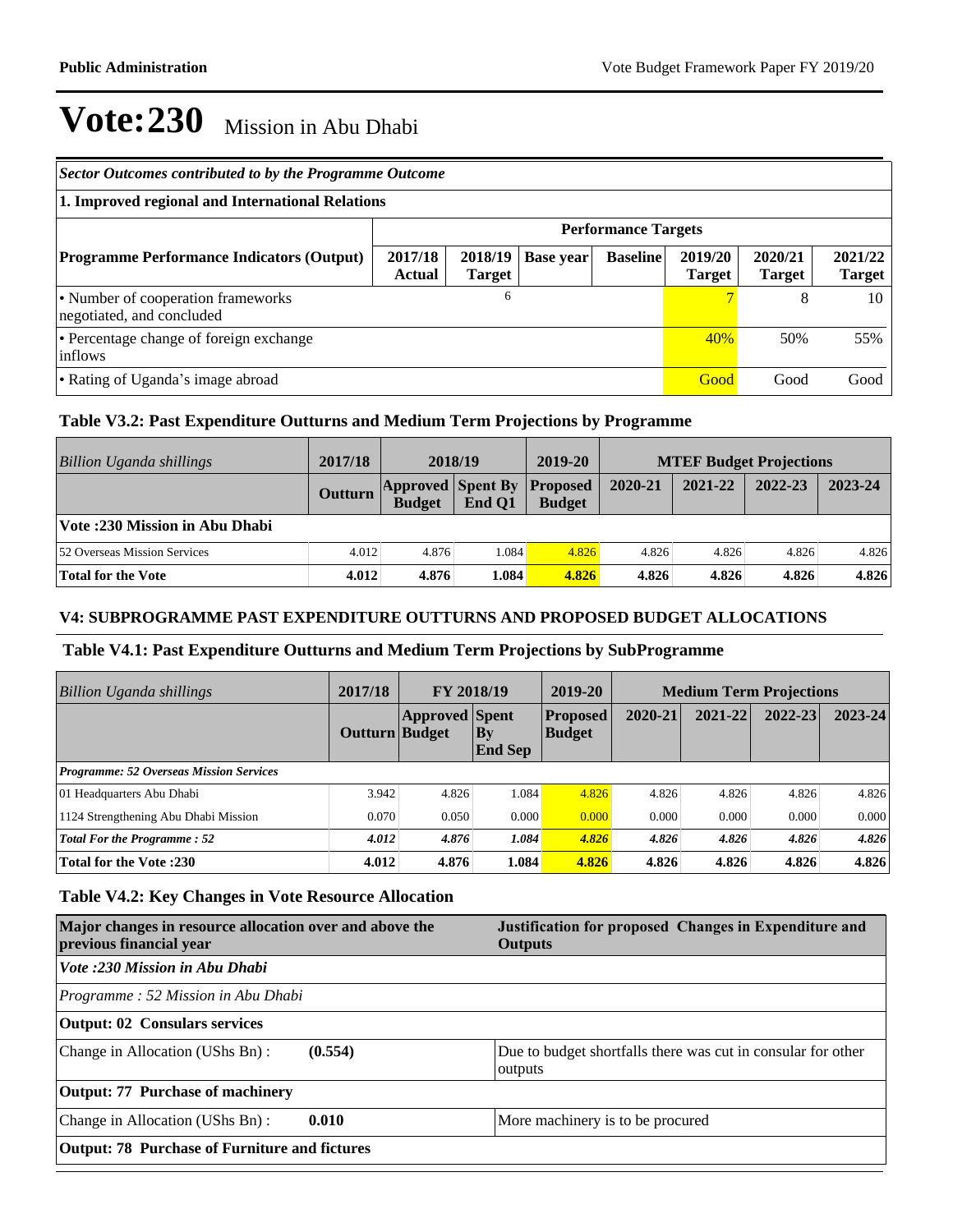# Vote:230 Mission in Abu Dhabi

| *Sector Outcomes contributed to by the Programme Outcome* | | | | | | | |
|---|---|---|---|---|---|---|---|
| **1. Improved regional and International Relations** | | | | | | | |
| | **Performance Targets** | | | | | | |
| **Programme Performance Indicators (Output)** | **2017/18 Actual** | **2018/19 Target** | **Base year** | **Baseline** | **2019/20 Target** | **2020/21 Target** | **2021/22 Target** |
| • Number of cooperation frameworks negotiated, and concluded | | 6 | | | 7 | 8 | 10 |
| • Percentage change of foreign exchange inflows | | | | | 40% | 50% | 55% |
| • Rating of Uganda's image abroad | | | | | Good | Good | Good |

### Table V3.2: Past Expenditure Outturns and Medium Term Projections by Programme

| *Billion Uganda shillings* | 2017/18 | 2018/19 | | 2019-20 | MTEF Budget Projections | | | |
|---|---|---|---|---|---|---|---|---|
| | Outturn | Approved Budget | Spent By End Q1 | Proposed Budget | 2020-21 | 2021-22 | 2022-23 | 2023-24 |
| **Vote :230 Mission in Abu Dhabi** | | | | | | | | |
| 52 Overseas Mission Services | 4.012 | 4.876 | 1.084 | 4.826 | 4.826 | 4.826 | 4.826 | 4.826 |
| **Total for the Vote** | **4.012** | **4.876** | **1.084** | **4.826** | **4.826** | **4.826** | **4.826** | **4.826** |

## V4: SUBPROGRAMME PAST EXPENDITURE OUTTURNS AND PROPOSED BUDGET ALLOCATIONS

### Table V4.1: Past Expenditure Outturns and Medium Term Projections by SubProgramme

| *Billion Uganda shillings* | 2017/18 | FY 2018/19 | | 2019-20 | Medium Term Projections | | | |
|---|---|---|---|---|---|---|---|---|
| | Outturn | Approved Budget | Spent By End Sep | Proposed Budget | 2020-21 | 2021-22 | 2022-23 | 2023-24 |
| ***Programme: 52 Overseas Mission Services*** | | | | | | | | |
| 01 Headquarters Abu Dhabi | 3.942 | 4.826 | 1.084 | 4.826 | 4.826 | 4.826 | 4.826 | 4.826 |
| 1124 Strengthening Abu Dhabi Mission | 0.070 | 0.050 | 0.000 | 0.000 | 0.000 | 0.000 | 0.000 | 0.000 |
| ***Total For the Programme : 52*** | ***4.012*** | ***4.876*** | ***1.084*** | ***4.826*** | ***4.826*** | ***4.826*** | ***4.826*** | ***4.826*** |
| **Total for the Vote :230** | **4.012** | **4.876** | **1.084** | **4.826** | **4.826** | **4.826** | **4.826** | **4.826** |

### Table V4.2: Key Changes in Vote Resource Allocation

| **Major changes in resource allocation over and above the previous financial year** | | **Justification for proposed Changes in Expenditure and Outputs** |
|---|---|---|
| *Vote :230 Mission in Abu Dhabi* | | |
| *Programme : 52 Mission in Abu Dhabi* | | |
| **Output: 02 Consulars services** | | |
| Change in Allocation (UShs Bn) : | **(0.554)** | Due to budget shortfalls there was cut in consular for other outputs |
| **Output: 77 Purchase of machinery** | | |
| Change in Allocation (UShs Bn) : | **0.010** | More machinery is to be procured |
| **Output: 78 Purchase of Furniture and fictures** | | |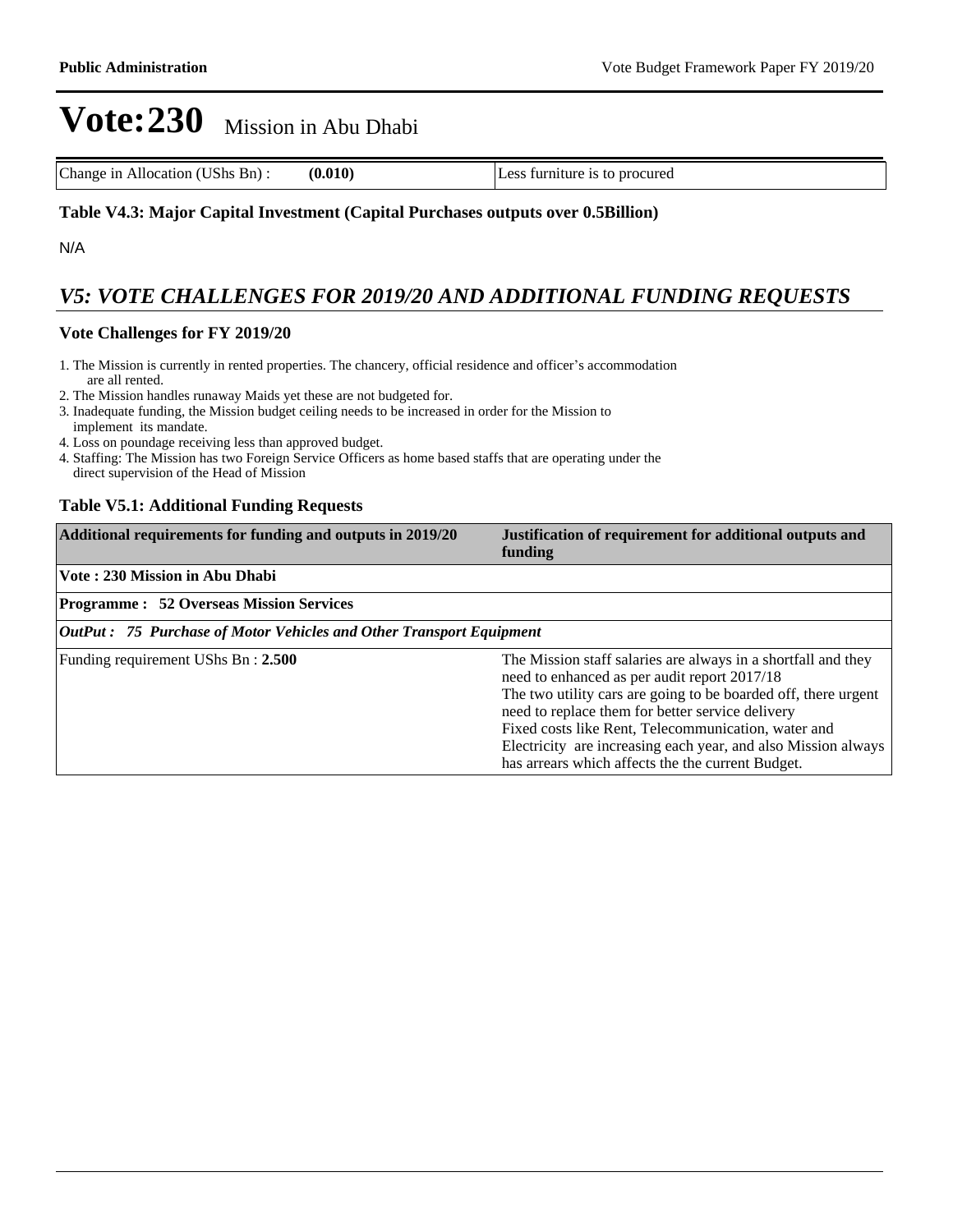# Vote:230 Mission in Abu Dhabi

| | | |
|---|---|---|
| Change in Allocation (UShs Bn) : | **(0.010)** | Less furniture is to procured |

### Table V4.3: Major Capital Investment (Capital Purchases outputs over 0.5Billion)

N/A

## *V5: VOTE CHALLENGES FOR 2019/20 AND ADDITIONAL FUNDING REQUESTS*

### Vote Challenges for FY 2019/20

1. The Mission is currently in rented properties. The chancery, official residence and officer's accommodation are all rented.
2. The Mission handles runaway Maids yet these are not budgeted for.
3. Inadequate funding, the Mission budget ceiling needs to be increased in order for the Mission to implement its mandate.
4. Loss on poundage receiving less than approved budget.
4. Staffing: The Mission has two Foreign Service Officers as home based staffs that are operating under the direct supervision of the Head of Mission

### Table V5.1: Additional Funding Requests

| Additional requirements for funding and outputs in 2019/20 | Justification of requirement for additional outputs and funding |
|---|---|
| **Vote : 230 Mission in Abu Dhabi** | |
| **Programme : 52 Overseas Mission Services** | |
| ***OutPut : 75 Purchase of Motor Vehicles and Other Transport Equipment*** | |
| Funding requirement UShs Bn : **2.500** | The Mission staff salaries are always in a shortfall and they need to enhanced as per audit report 2017/18<br>The two utility cars are going to be boarded off, there urgent need to replace them for better service delivery<br>Fixed costs like Rent, Telecommunication, water and Electricity are increasing each year, and also Mission always has arrears which affects the the current Budget. |